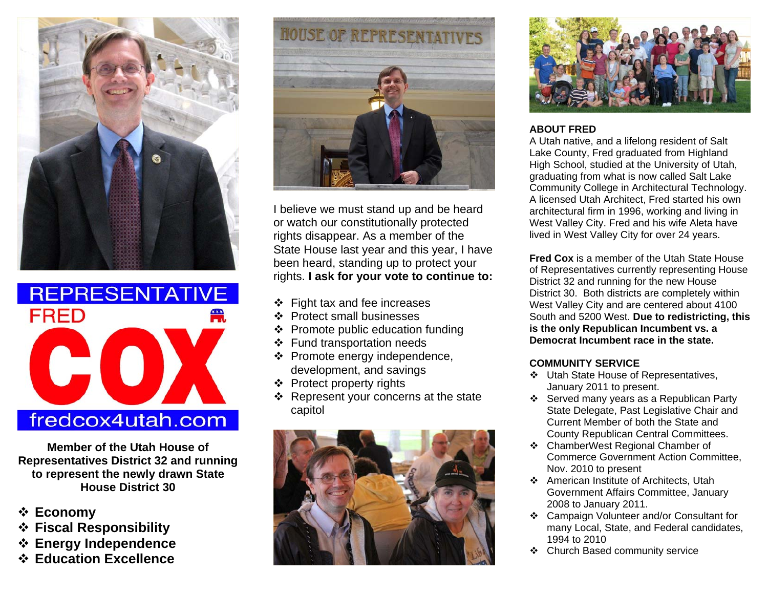# REPRESENTATIVE FRED COX

fredcox4utah.com

**Member of the Utah House of Representatives District 32 and running to represent the newly drawn State House District 30**

- **Economy**
- **Fiscal Responsibility**
- **Energy Independence**
- **Education Excellence**

HOUSE OF REPRESENTATIVES

I believe we must stand up and be heard or watch our constitutionally protected rights disappear. As a member of the State House last year and this year, I have been heard, standing up to protect your rights. **I ask for your vote to continue to:**

- Fight tax and fee increases
- Protect small businesses
- Promote public education funding
- Fund transportation needs
- Promote energy independence, development, and savings
- Protect property rights
- Represent your concerns at the state capitol

## ABOUT FRED

A Utah native, and a lifelong resident of Salt Lake County, Fred graduated from Highland High School, studied at the University of Utah, graduating from what is now called Salt Lake Community College in Architectural Technology. A licensed Utah Architect, Fred started his own architectural firm in 1996, working and living in West Valley City. Fred and his wife Aleta have lived in West Valley City for over 24 years.

**Fred Cox** is a member of the Utah State House of Representatives currently representing House District 32 and running for the new House District 30. Both districts are completely within West Valley City and are centered about 4100 South and 5200 West. **Due to redistricting, this is the only Republican Incumbent vs. a Democrat Incumbent race in the state.**

## COMMUNITY SERVICE

- Utah State House of Representatives, January 2011 to present.
- Served many years as a Republican Party State Delegate, Past Legislative Chair and Current Member of both the State and County Republican Central Committees.
- ChamberWest Regional Chamber of Commerce Government Action Committee, Nov. 2010 to present
- American Institute of Architects, Utah Government Affairs Committee, January 2008 to January 2011.
- Campaign Volunteer and/or Consultant for many Local, State, and Federal candidates, 1994 to 2010
- Church Based community service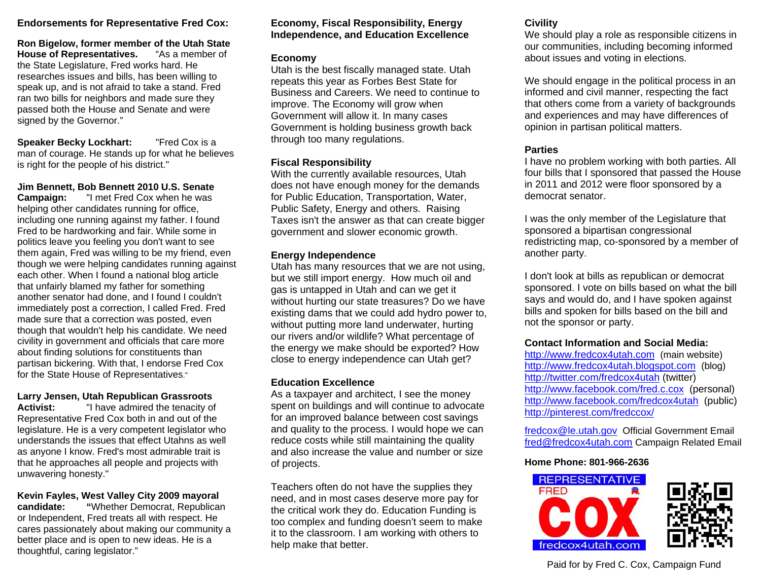## Endorsements for Representative Fred Cox:

**Ron Bigelow, former member of the Utah State House of Representatives.** "As a member of the State Legislature, Fred works hard. He researches issues and bills, has been willing to speak up, and is not afraid to take a stand. Fred ran two bills for neighbors and made sure they passed both the House and Senate and were signed by the Governor."

**Speaker Becky Lockhart:** "Fred Cox is a man of courage. He stands up for what he believes is right for the people of his district."

**Jim Bennett, Bob Bennett 2010 U.S. Senate Campaign:** "I met Fred Cox when he was helping other candidates running for office, including one running against my father. I found Fred to be hardworking and fair. While some in politics leave you feeling you don't want to see them again, Fred was willing to be my friend, even though we were helping candidates running against each other. When I found a national blog article that unfairly blamed my father for something another senator had done, and I found I couldn't immediately post a correction, I called Fred. Fred made sure that a correction was posted, even though that wouldn't help his candidate. We need civility in government and officials that care more about finding solutions for constituents than partisan bickering. With that, I endorse Fred Cox for the State House of Representatives."

**Larry Jensen, Utah Republican Grassroots Activist:** "I have admired the tenacity of Representative Fred Cox both in and out of the legislature. He is a very competent legislator who understands the issues that effect Utahns as well as anyone I know. Fred's most admirable trait is that he approaches all people and projects with unwavering honesty."

**Kevin Fayles, West Valley City 2009 mayoral candidate:** "Whether Democrat, Republican or Independent, Fred treats all with respect. He cares passionately about making our community a better place and is open to new ideas. He is a thoughtful, caring legislator."

## Economy, Fiscal Responsibility, Energy Independence, and Education Excellence

### Economy

Utah is the best fiscally managed state. Utah repeats this year as Forbes Best State for Business and Careers. We need to continue to improve. The Economy will grow when Government will allow it. In many cases Government is holding business growth back through too many regulations.

### Fiscal Responsibility

With the currently available resources, Utah does not have enough money for the demands for Public Education, Transportation, Water, Public Safety, Energy and others. Raising Taxes isn't the answer as that can create bigger government and slower economic growth.

### Energy Independence

Utah has many resources that we are not using, but we still import energy. How much oil and gas is untapped in Utah and can we get it without hurting our state treasures? Do we have existing dams that we could add hydro power to, without putting more land underwater, hurting our rivers and/or wildlife? What percentage of the energy we make should be exported? How close to energy independence can Utah get?

### Education Excellence

As a taxpayer and architect, I see the money spent on buildings and will continue to advocate for an improved balance between cost savings and quality to the process. I would hope we can reduce costs while still maintaining the quality and also increase the value and number or size of projects.

Teachers often do not have the supplies they need, and in most cases deserve more pay for the critical work they do. Education Funding is too complex and funding doesn't seem to make it to the classroom. I am working with others to help make that better.

### Civility

We should play a role as responsible citizens in our communities, including becoming informed about issues and voting in elections.

We should engage in the political process in an informed and civil manner, respecting the fact that others come from a variety of backgrounds and experiences and may have differences of opinion in partisan political matters.

### Parties

I have no problem working with both parties. All four bills that I sponsored that passed the House in 2011 and 2012 were floor sponsored by a democrat senator.

I was the only member of the Legislature that sponsored a bipartisan congressional redistricting map, co-sponsored by a member of another party.

I don't look at bills as republican or democrat sponsored. I vote on bills based on what the bill says and would do, and I have spoken against bills and spoken for bills based on the bill and not the sponsor or party.

### Contact Information and Social Media:

http://www.fredcox4utah.com (main website)
http://www.fredcox4utah.blogspot.com (blog)
http://twitter.com/fredcox4utah (twitter)
http://www.facebook.com/fred.c.cox (personal)
http://www.facebook.com/fredcox4utah (public)
http://pinterest.com/fredccox/

fredcox@le.utah.gov Official Government Email
fred@fredcox4utah.com Campaign Related Email

**Home Phone: 801-966-2636**

REPRESENTATIVE FRED COX
fredcox4utah.com

Paid for by Fred C. Cox, Campaign Fund